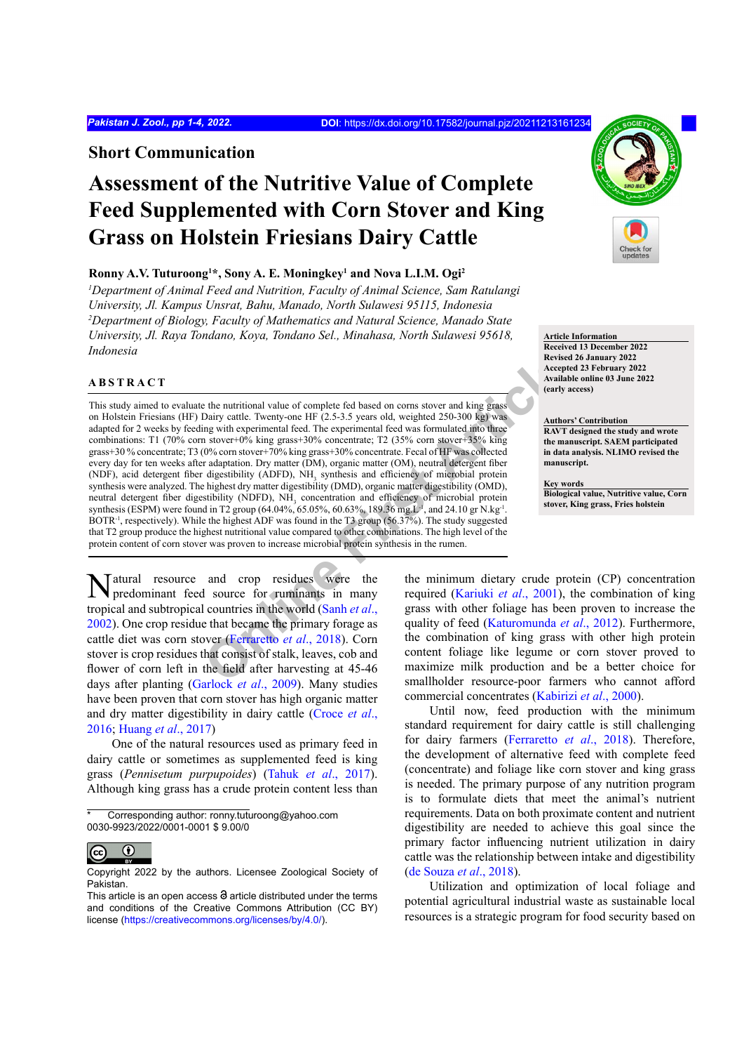## Short Communication

# Assessment of the Nutritive Value of Complete Feed Supplemented with Corn Stover and King Grass on Holstein Friesians Dairy Cattle

**Ronny A.V. Tuturoong[1]\*, Sony A. E. Moningkey[1] and Nova L.I.M. Ogi[2]**

*[1]Department of Animal Feed and Nutrition, Faculty of Animal Science, Sam Ratulangi University, Jl. Kampus Unsrat, Bahu, Manado, North Sulawesi 95115, Indonesia*
*[2]Department of Biology, Faculty of Mathematics and Natural Science, Manado State University, Jl. Raya Tondano, Koya, Tondano Sel., Minahasa, North Sulawesi 95618, Indonesia*

**Article Information**
Received 13 December 2022
Revised 26 January 2022
Accepted 23 February 2022
Available online 03 June 2022 (early access)

**Authors' Contribution**
RAVT designed the study and wrote the manuscript. SAEM participated in data analysis. NLIMO revised the manuscript.

**Key words**
Biological value, Nutritive value, Corn stover, King grass, Fries holstein

## ABSTRACT

This study aimed to evaluate the nutritional value of complete fed based on corns stover and king grass on Holstein Friesians (HF) Dairy cattle. Twenty-one HF (2.5-3.5 years old, weighted 250-300 kg) was adapted for 2 weeks by feeding with experimental feed. The experimental feed was formulated into three combinations: T1 (70% corn stover+0% king grass+30% concentrate; T2 (35% corn stover+35% king grass+30 % concentrate; T3 (0% corn stover+70% king grass+30% concentrate. Fecal of HF was collected every day for ten weeks after adaptation. Dry matter (DM), organic matter (OM), neutral detergent fiber (NDF), acid detergent fiber digestibility (ADFD), $NH_3$ synthesis and efficiency of microbial protein synthesis were analyzed. The highest dry matter digestibility (DMD), organic matter digestibility (OMD), neutral detergent fiber digestibility (NDFD), $NH_3$ concentration and efficiency of microbial protein synthesis (ESPM) were found in T2 group (64.04%, 65.05%, 60.63%, 189.36 mg.L$^{-1}$, and 24.10 gr N.kg$^{-1}$. BOTR$^{-1}$, respectively). While the highest ADF was found in the T3 group (56.37%). The study suggested that T2 group produce the highest nutritional value compared to other combinations. The high level of the protein content of corn stover was proven to increase microbial protein synthesis in the rumen.

Natural resource and crop residues were the predominant feed source for ruminants in many tropical and subtropical countries in the world (Sanh *et al*., 2002). One crop residue that became the primary forage as cattle diet was corn stover (Ferraretto *et al*., 2018). Corn stover is crop residues that consist of stalk, leaves, cob and flower of corn left in the field after harvesting at 45-46 days after planting (Garlock *et al*., 2009). Many studies have been proven that corn stover has high organic matter and dry matter digestibility in dairy cattle (Croce *et al*., 2016; Huang *et al*., 2017)

One of the natural resources used as primary feed in dairy cattle or sometimes as supplemented feed is king grass (*Pennisetum purpupoides*) (Tahuk *et al*., 2017). Although king grass has a crude protein content less than the minimum dietary crude protein (CP) concentration required (Kariuki *et al*., 2001), the combination of king grass with other foliage has been proven to increase the quality of feed (Katuromunda *et al*., 2012). Furthermore, the combination of king grass with other high protein content foliage like legume or corn stover proved to maximize milk production and be a better choice for smallholder resource-poor farmers who cannot afford commercial concentrates (Kabirizi *et al*., 2000).

Until now, feed production with the minimum standard requirement for dairy cattle is still challenging for dairy farmers (Ferraretto *et al*., 2018). Therefore, the development of alternative feed with complete feed (concentrate) and foliage like corn stover and king grass is needed. The primary purpose of any nutrition program is to formulate diets that meet the animal's nutrient requirements. Data on both proximate content and nutrient digestibility are needed to achieve this goal since the primary factor influencing nutrient utilization in dairy cattle was the relationship between intake and digestibility (de Souza *et al*., 2018).

Utilization and optimization of local foliage and potential agricultural industrial waste as sustainable local resources is a strategic program for food security based on

\* Corresponding author: ronny.tuturoong@yahoo.com
0030-9923/2022/0001-0001 $ 9.00/0

Copyright 2022 by the authors. Licensee Zoological Society of Pakistan.
This article is an open access article distributed under the terms and conditions of the Creative Commons Attribution (CC BY) license (https://creativecommons.org/licenses/by/4.0/).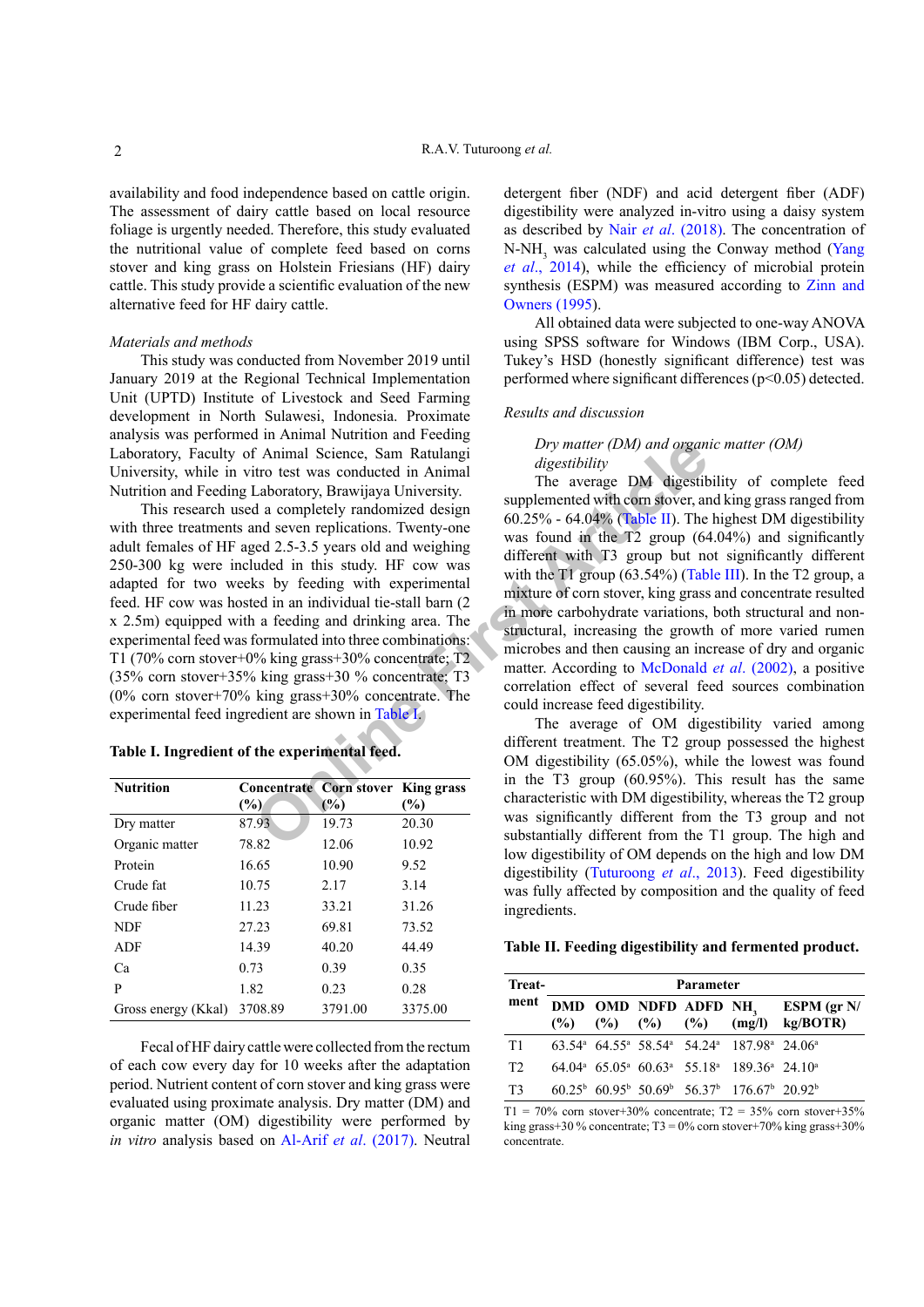availability and food independence based on cattle origin. The assessment of dairy cattle based on local resource foliage is urgently needed. Therefore, this study evaluated the nutritional value of complete feed based on corns stover and king grass on Holstein Friesians (HF) dairy cattle. This study provide a scientific evaluation of the new alternative feed for HF dairy cattle.

*Materials and methods*

This study was conducted from November 2019 until January 2019 at the Regional Technical Implementation Unit (UPTD) Institute of Livestock and Seed Farming development in North Sulawesi, Indonesia. Proximate analysis was performed in Animal Nutrition and Feeding Laboratory, Faculty of Animal Science, Sam Ratulangi University, while in vitro test was conducted in Animal Nutrition and Feeding Laboratory, Brawijaya University.

This research used a completely randomized design with three treatments and seven replications. Twenty-one adult females of HF aged 2.5-3.5 years old and weighing 250-300 kg were included in this study. HF cow was adapted for two weeks by feeding with experimental feed. HF cow was hosted in an individual tie-stall barn (2 x 2.5m) equipped with a feeding and drinking area. The experimental feed was formulated into three combinations: T1 (70% corn stover+0% king grass+30% concentrate; T2 (35% corn stover+35% king grass+30 % concentrate; T3 (0% corn stover+70% king grass+30% concentrate. The experimental feed ingredient are shown in Table I.

**Table I. Ingredient of the experimental feed.**

| Nutrition | Concentrate (%) | Corn stover (%) | King grass (%) |
|---|---|---|---|
| Dry matter | 87.93 | 19.73 | 20.30 |
| Organic matter | 78.82 | 12.06 | 10.92 |
| Protein | 16.65 | 10.90 | 9.52 |
| Crude fat | 10.75 | 2.17 | 3.14 |
| Crude fiber | 11.23 | 33.21 | 31.26 |
| NDF | 27.23 | 69.81 | 73.52 |
| ADF | 14.39 | 40.20 | 44.49 |
| Ca | 0.73 | 0.39 | 0.35 |
| P | 1.82 | 0.23 | 0.28 |
| Gross energy (Kkal) | 3708.89 | 3791.00 | 3375.00 |

Fecal of HF dairy cattle were collected from the rectum of each cow every day for 10 weeks after the adaptation period. Nutrient content of corn stover and king grass were evaluated using proximate analysis. Dry matter (DM) and organic matter (OM) digestibility were performed by *in vitro* analysis based on Al-Arif *et al.* (2017). Neutral detergent fiber (NDF) and acid detergent fiber (ADF) digestibility were analyzed in-vitro using a daisy system as described by Nair *et al.* (2018). The concentration of N-$NH_3$ was calculated using the Conway method (Yang *et al.*, 2014), while the efficiency of microbial protein synthesis (ESPM) was measured according to Zinn and Owners (1995).

All obtained data were subjected to one-way ANOVA using SPSS software for Windows (IBM Corp., USA). Tukey's HSD (honestly significant difference) test was performed where significant differences ($p<0.05$) detected.

*Results and discussion*

*Dry matter (DM) and organic matter (OM) digestibility*

The average DM digestibility of complete feed supplemented with corn stover, and king grass ranged from 60.25% - 64.04% (Table II). The highest DM digestibility was found in the T2 group (64.04%) and significantly different with T3 group but not significantly different with the T1 group (63.54%) (Table III). In the T2 group, a mixture of corn stover, king grass and concentrate resulted in more carbohydrate variations, both structural and non-structural, increasing the growth of more varied rumen microbes and then causing an increase of dry and organic matter. According to McDonald *et al.* (2002), a positive correlation effect of several feed sources combination could increase feed digestibility.

The average of OM digestibility varied among different treatment. The T2 group possessed the highest OM digestibility (65.05%), while the lowest was found in the T3 group (60.95%). This result has the same characteristic with DM digestibility, whereas the T2 group was significantly different from the T3 group and not substantially different from the T1 group. The high and low digestibility of OM depends on the high and low DM digestibility (Tuturoong *et al.*, 2013). Feed digestibility was fully affected by composition and the quality of feed ingredients.

**Table II. Feeding digestibility and fermented product.**

| Treatment | Parameter | | | | | |
|---|---|---|---|---|---|---|
| | DMD (%) | OMD (%) | NDFD (%) | ADFD (%) | $NH_3$ (mg/l) | ESPM (gr N/ kg/BOTR) |
| T1 | 63.54[a] | 64.55[a] | 58.54[a] | 54.24[a] | 187.98[a] | 24.06[a] |
| T2 | 64.04[a] | 65.05[a] | 60.63[a] | 55.18[a] | 189.36[a] | 24.10[a] |
| T3 | 60.25[b] | 60.95[b] | 50.69[b] | 56.37[b] | 176.67[b] | 20.92[b] |

T1 = 70% corn stover+30% concentrate; T2 = 35% corn stover+35% king grass+30 % concentrate; T3 = 0% corn stover+70% king grass+30% concentrate.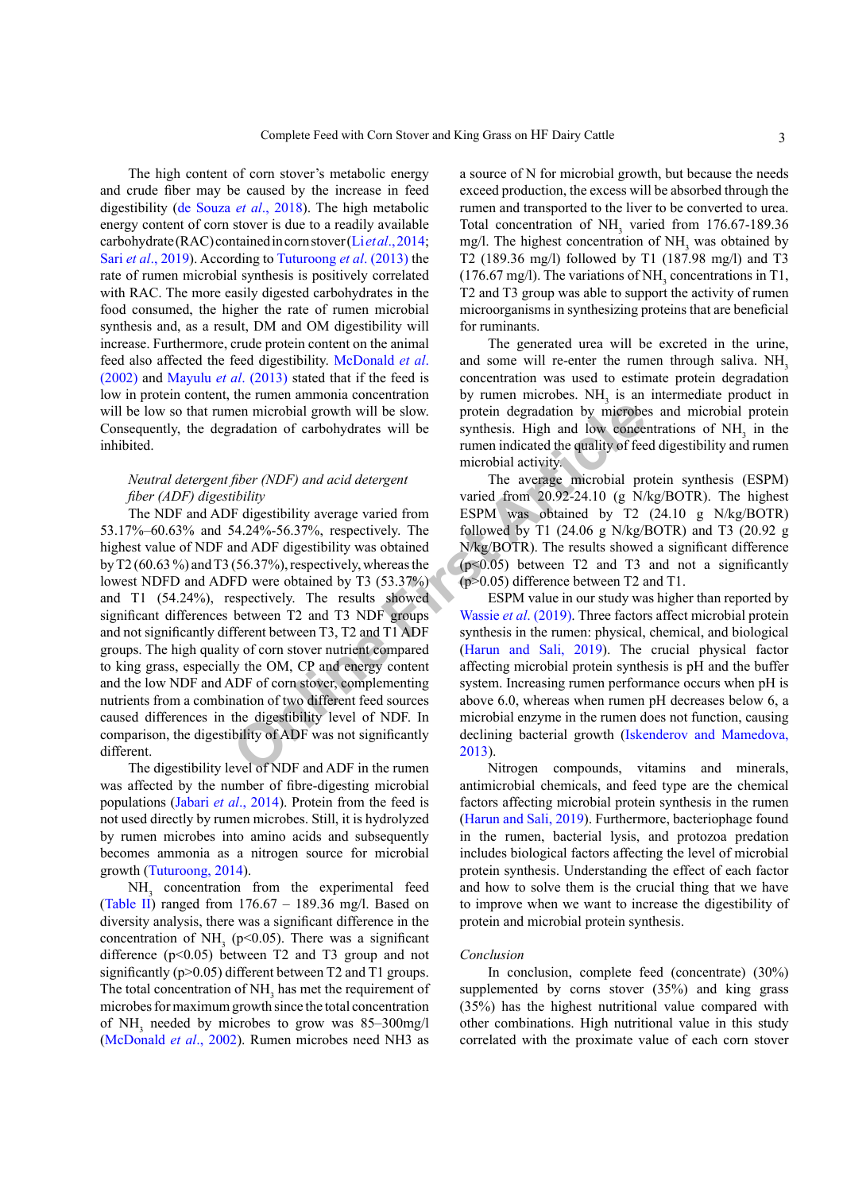The high content of corn stover's metabolic energy and crude fiber may be caused by the increase in feed digestibility (de Souza *et al*., 2018). The high metabolic energy content of corn stover is due to a readily available carbohydrate (RAC) contained in corn stover (Li *et al*., 2014; Sari *et al*., 2019). According to Tuturoong *et al*. (2013) the rate of rumen microbial synthesis is positively correlated with RAC. The more easily digested carbohydrates in the food consumed, the higher the rate of rumen microbial synthesis and, as a result, DM and OM digestibility will increase. Furthermore, crude protein content on the animal feed also affected the feed digestibility. McDonald *et al*. (2002) and Mayulu *et al*. (2013) stated that if the feed is low in protein content, the rumen ammonia concentration will be low so that rumen microbial growth will be slow. Consequently, the degradation of carbohydrates will be inhibited.

### *Neutral detergent fiber (NDF) and acid detergent fiber (ADF) digestibility*

The NDF and ADF digestibility average varied from 53.17%–60.63% and 54.24%-56.37%, respectively. The highest value of NDF and ADF digestibility was obtained by T2 (60.63 %) and T3 (56.37%), respectively, whereas the lowest NDFD and ADFD were obtained by T3 (53.37%) and T1 (54.24%), respectively. The results showed significant differences between T2 and T3 NDF groups and not significantly different between T3, T2 and T1 ADF groups. The high quality of corn stover nutrient compared to king grass, especially the OM, CP and energy content and the low NDF and ADF of corn stover, complementing nutrients from a combination of two different feed sources caused differences in the digestibility level of NDF. In comparison, the digestibility of ADF was not significantly different.

The digestibility level of NDF and ADF in the rumen was affected by the number of fibre-digesting microbial populations (Jabari *et al*., 2014). Protein from the feed is not used directly by rumen microbes. Still, it is hydrolyzed by rumen microbes into amino acids and subsequently becomes ammonia as a nitrogen source for microbial growth (Tuturoong, 2014).

$NH_3$ concentration from the experimental feed (Table II) ranged from 176.67 – 189.36 mg/l. Based on diversity analysis, there was a significant difference in the concentration of $NH_3$ ($p<0.05$). There was a significant difference ($p<0.05$) between T2 and T3 group and not significantly ($p>0.05$) different between T2 and T1 groups. The total concentration of $NH_3$ has met the requirement of microbes for maximum growth since the total concentration of $NH_3$ needed by microbes to grow was 85–300mg/l (McDonald *et al*., 2002). Rumen microbes need NH3 as a source of N for microbial growth, but because the needs exceed production, the excess will be absorbed through the rumen and transported to the liver to be converted to urea. Total concentration of $NH_3$ varied from 176.67-189.36 mg/l. The highest concentration of $NH_3$ was obtained by T2 (189.36 mg/l) followed by T1 (187.98 mg/l) and T3 (176.67 mg/l). The variations of $NH_3$ concentrations in T1, T2 and T3 group was able to support the activity of rumen microorganisms in synthesizing proteins that are beneficial for ruminants.

The generated urea will be excreted in the urine, and some will re-enter the rumen through saliva. $NH_3$ concentration was used to estimate protein degradation by rumen microbes. $NH_3$ is an intermediate product in protein degradation by microbes and microbial protein synthesis. High and low concentrations of $NH_3$ in the rumen indicated the quality of feed digestibility and rumen microbial activity.

The average microbial protein synthesis (ESPM) varied from 20.92-24.10 (g N/kg/BOTR). The highest ESPM was obtained by T2 (24.10 g N/kg/BOTR) followed by T1 (24.06 g N/kg/BOTR) and T3 (20.92 g N/kg/BOTR). The results showed a significant difference ($p<0.05$) between T2 and T3 and not a significantly ($p>0.05$) difference between T2 and T1.

ESPM value in our study was higher than reported by Wassie *et al*. (2019). Three factors affect microbial protein synthesis in the rumen: physical, chemical, and biological (Harun and Sali, 2019). The crucial physical factor affecting microbial protein synthesis is pH and the buffer system. Increasing rumen performance occurs when pH is above 6.0, whereas when rumen pH decreases below 6, a microbial enzyme in the rumen does not function, causing declining bacterial growth (Iskenderov and Mamedova, 2013).

Nitrogen compounds, vitamins and minerals, antimicrobial chemicals, and feed type are the chemical factors affecting microbial protein synthesis in the rumen (Harun and Sali, 2019). Furthermore, bacteriophage found in the rumen, bacterial lysis, and protozoa predation includes biological factors affecting the level of microbial protein synthesis. Understanding the effect of each factor and how to solve them is the crucial thing that we have to improve when we want to increase the digestibility of protein and microbial protein synthesis.

### *Conclusion*

In conclusion, complete feed (concentrate) (30%) supplemented by corns stover (35%) and king grass (35%) has the highest nutritional value compared with other combinations. High nutritional value in this study correlated with the proximate value of each corn stover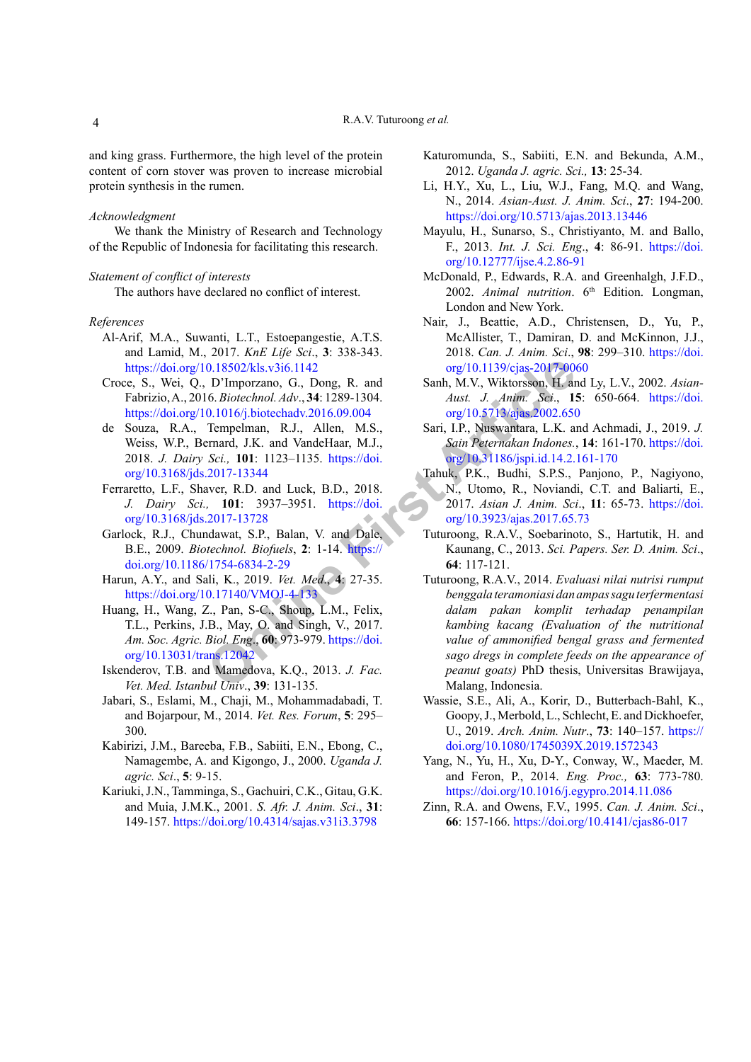and king grass. Furthermore, the high level of the protein content of corn stover was proven to increase microbial protein synthesis in the rumen.

*Acknowledgment*

We thank the Ministry of Research and Technology of the Republic of Indonesia for facilitating this research.

*Statement of conflict of interests*

The authors have declared no conflict of interest.

*References*

Al-Arif, M.A., Suwanti, L.T., Estoepangestie, A.T.S. and Lamid, M., 2017. *KnE Life Sci*., **3**: 338-343. https://doi.org/10.18502/kls.v3i6.1142

Croce, S., Wei, Q., D'Imporzano, G., Dong, R. and Fabrizio, A., 2016. *Biotechnol. Adv*., **34**: 1289-1304. https://doi.org/10.1016/j.biotechadv.2016.09.004

de Souza, R.A., Tempelman, R.J., Allen, M.S., Weiss, W.P., Bernard, J.K. and VandeHaar, M.J., 2018. *J. Dairy Sci.,* **101**: 1123–1135. https://doi.org/10.3168/jds.2017-13344

Ferraretto, L.F., Shaver, R.D. and Luck, B.D., 2018. *J. Dairy Sci.,* **101**: 3937–3951. https://doi.org/10.3168/jds.2017-13728

Garlock, R.J., Chundawat, S.P., Balan, V. and Dale, B.E., 2009. *Biotechnol. Biofuels*, **2**: 1-14. https://doi.org/10.1186/1754-6834-2-29

Harun, A.Y., and Sali, K., 2019. *Vet. Med*., **4**: 27-35. https://doi.org/10.17140/VMOJ-4-133

Huang, H., Wang, Z., Pan, S-C., Shoup, L.M., Felix, T.L., Perkins, J.B., May, O. and Singh, V., 2017. *Am. Soc. Agric. Biol. Eng*., **60**: 973-979. https://doi.org/10.13031/trans.12042

Iskenderov, T.B. and Mamedova, K.Q., 2013. *J. Fac. Vet. Med. Istanbul Univ*., **39**: 131-135.

Jabari, S., Eslami, M., Chaji, M., Mohammadabadi, T. and Bojarpour, M., 2014. *Vet. Res. Forum*, **5**: 295–300.

Kabirizi, J.M., Bareeba, F.B., Sabiiti, E.N., Ebong, C., Namagembe, A. and Kigongo, J., 2000. *Uganda J. agric. Sci*., **5**: 9-15.

Kariuki, J.N., Tamminga, S., Gachuiri, C.K., Gitau, G.K. and Muia, J.M.K., 2001. *S. Afr. J. Anim. Sci*., **31**: 149-157. https://doi.org/10.4314/sajas.v31i3.3798

Katuromunda, S., Sabiiti, E.N. and Bekunda, A.M., 2012. *Uganda J. agric. Sci.,* **13**: 25-34.

Li, H.Y., Xu, L., Liu, W.J., Fang, M.Q. and Wang, N., 2014. *Asian-Aust. J. Anim. Sci*., **27**: 194-200. https://doi.org/10.5713/ajas.2013.13446

Mayulu, H., Sunarso, S., Christiyanto, M. and Ballo, F., 2013. *Int. J. Sci. Eng*., **4**: 86-91. https://doi.org/10.12777/ijse.4.2.86-91

McDonald, P., Edwards, R.A. and Greenhalgh, J.F.D., 2002. *Animal nutrition*. 6th Edition. Longman, London and New York.

Nair, J., Beattie, A.D., Christensen, D., Yu, P., McAllister, T., Damiran, D. and McKinnon, J.J., 2018. *Can. J. Anim. Sci*., **98**: 299–310. https://doi.org/10.1139/cjas-2017-0060

Sanh, M.V., Wiktorsson, H. and Ly, L.V., 2002. *Asian-Aust. J. Anim. Sci*., **15**: 650-664. https://doi.org/10.5713/ajas.2002.650

Sari, I.P., Nuswantara, L.K. and Achmadi, J., 2019. *J. Sain Peternakan Indones*., **14**: 161-170. https://doi.org/10.31186/jspi.id.14.2.161-170

Tahuk, P.K., Budhi, S.P.S., Panjono, P., Nagiyono, N., Utomo, R., Noviandi, C.T. and Baliarti, E., 2017. *Asian J. Anim. Sci*., **11**: 65-73. https://doi.org/10.3923/ajas.2017.65.73

Tuturoong, R.A.V., Soebarinoto, S., Hartutik, H. and Kaunang, C., 2013. *Sci. Papers. Ser. D. Anim. Sci*., **64**: 117-121.

Tuturoong, R.A.V., 2014. *Evaluasi nilai nutrisi rumput benggala teramoniasi dan ampas sagu terfermentasi dalam pakan komplit terhadap penampilan kambing kacang (Evaluation of the nutritional value of ammonified bengal grass and fermented sago dregs in complete feeds on the appearance of peanut goats)* PhD thesis, Universitas Brawijaya, Malang, Indonesia.

Wassie, S.E., Ali, A., Korir, D., Butterbach-Bahl, K., Goopy, J., Merbold, L., Schlecht, E. and Dickhoefer, U., 2019. *Arch. Anim. Nutr*., **73**: 140–157. https://doi.org/10.1080/1745039X.2019.1572343

Yang, N., Yu, H., Xu, D-Y., Conway, W., Maeder, M. and Feron, P., 2014. *Eng. Proc.,* **63**: 773-780. https://doi.org/10.1016/j.egypro.2014.11.086

Zinn, R.A. and Owens, F.V., 1995. *Can. J. Anim. Sci*., **66**: 157-166. https://doi.org/10.4141/cjas86-017